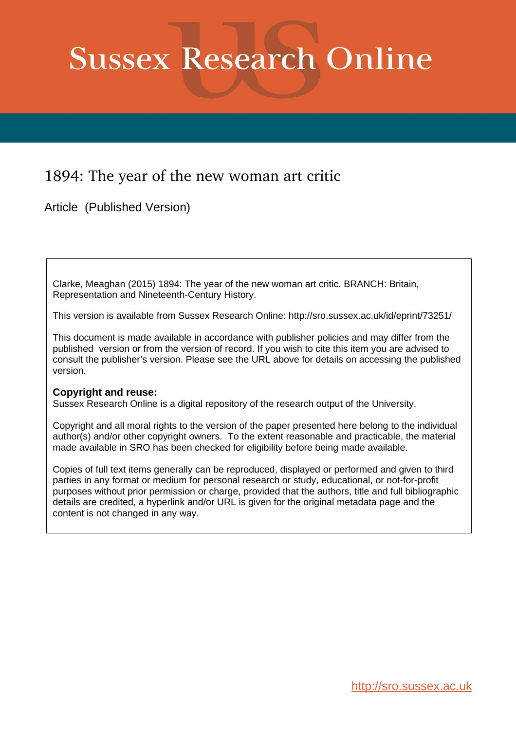# Sussex Research Online

## 1894: The year of the new woman art critic

Article (Published Version)

Clarke, Meaghan (2015) 1894: The year of the new woman art critic. BRANCH: Britain, Representation and Nineteenth-Century History.

This version is available from Sussex Research Online: http://sro.sussex.ac.uk/id/eprint/73251/

This document is made available in accordance with publisher policies and may differ from the published version or from the version of record. If you wish to cite this item you are advised to consult the publisher's version. Please see the URL above for details on accessing the published version.

**Copyright and reuse:**
Sussex Research Online is a digital repository of the research output of the University.

Copyright and all moral rights to the version of the paper presented here belong to the individual author(s) and/or other copyright owners. To the extent reasonable and practicable, the material made available in SRO has been checked for eligibility before being made available.

Copies of full text items generally can be reproduced, displayed or performed and given to third parties in any format or medium for personal research or study, educational, or not-for-profit purposes without prior permission or charge, provided that the authors, title and full bibliographic details are credited, a hyperlink and/or URL is given for the original metadata page and the content is not changed in any way.

http://sro.sussex.ac.uk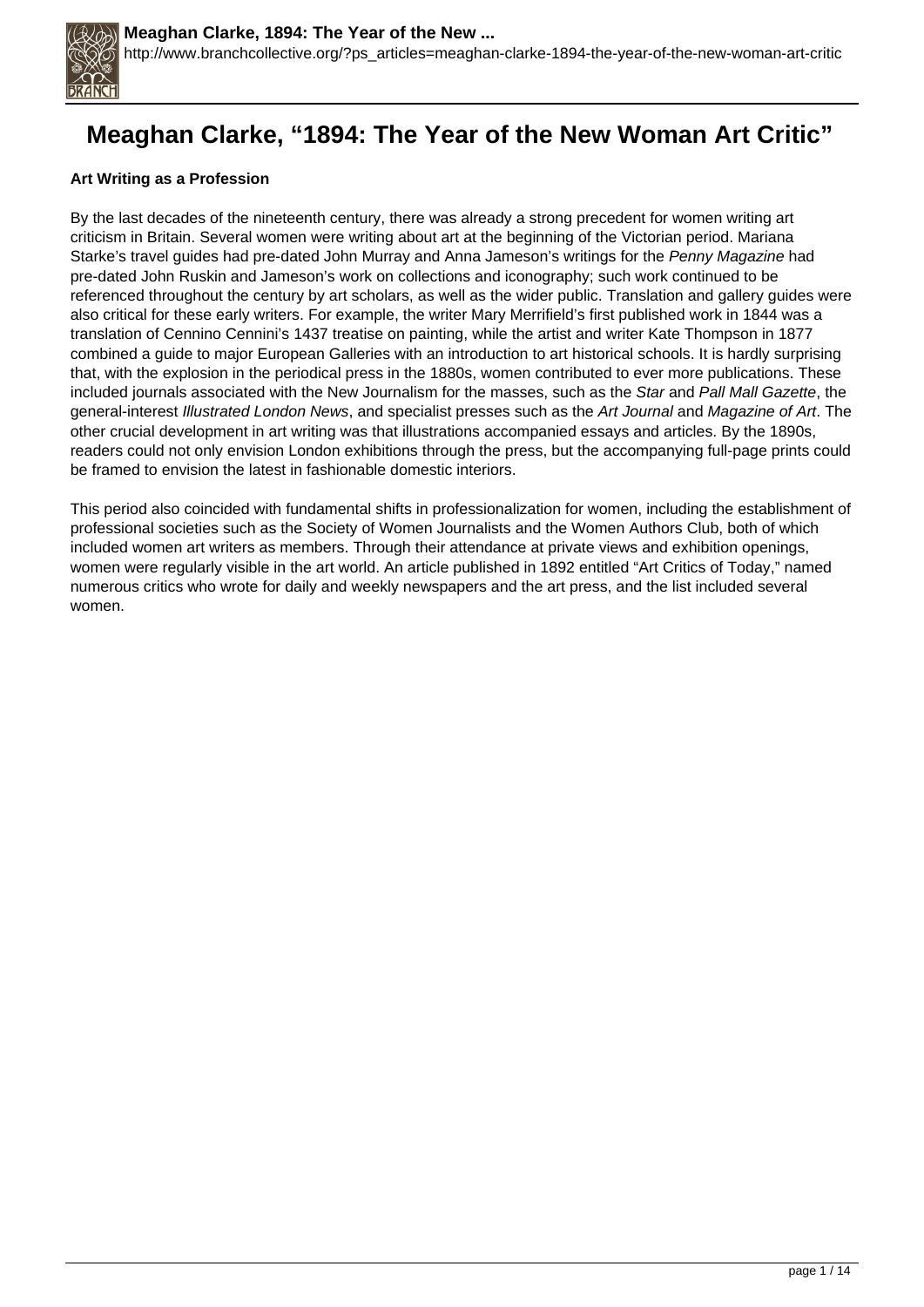# Meaghan Clarke, "1894: The Year of the New Woman Art Critic"

**Art Writing as a Profession**

By the last decades of the nineteenth century, there was already a strong precedent for women writing art criticism in Britain. Several women were writing about art at the beginning of the Victorian period. Mariana Starke's travel guides had pre-dated John Murray and Anna Jameson's writings for the *Penny Magazine* had pre-dated John Ruskin and Jameson's work on collections and iconography; such work continued to be referenced throughout the century by art scholars, as well as the wider public. Translation and gallery guides were also critical for these early writers. For example, the writer Mary Merrifield's first published work in 1844 was a translation of Cennino Cennini's 1437 treatise on painting, while the artist and writer Kate Thompson in 1877 combined a guide to major European Galleries with an introduction to art historical schools. It is hardly surprising that, with the explosion in the periodical press in the 1880s, women contributed to ever more publications. These included journals associated with the New Journalism for the masses, such as the *Star* and *Pall Mall Gazette*, the general-interest *Illustrated London News*, and specialist presses such as the *Art Journal* and *Magazine of Art*. The other crucial development in art writing was that illustrations accompanied essays and articles. By the 1890s, readers could not only envision London exhibitions through the press, but the accompanying full-page prints could be framed to envision the latest in fashionable domestic interiors.

This period also coincided with fundamental shifts in professionalization for women, including the establishment of professional societies such as the Society of Women Journalists and the Women Authors Club, both of which included women art writers as members. Through their attendance at private views and exhibition openings, women were regularly visible in the art world. An article published in 1892 entitled "Art Critics of Today," named numerous critics who wrote for daily and weekly newspapers and the art press, and the list included several women.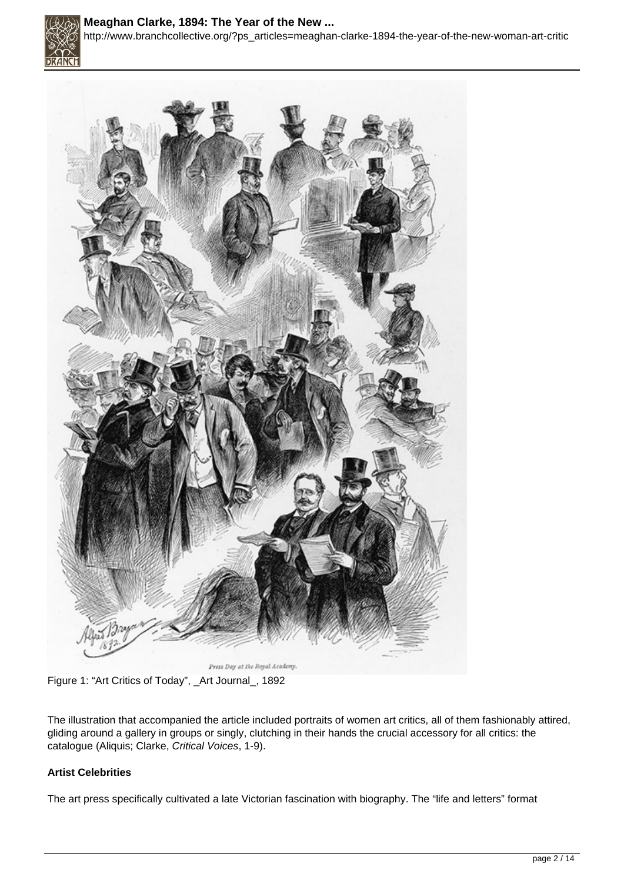Figure 1: “Art Critics of Today”, _Art Journal_, 1892

The illustration that accompanied the article included portraits of women art critics, all of them fashionably attired, gliding around a gallery in groups or singly, clutching in their hands the crucial accessory for all critics: the catalogue (Aliquis; Clarke, *Critical Voices*, 1-9).

**Artist Celebrities**

The art press specifically cultivated a late Victorian fascination with biography. The “life and letters” format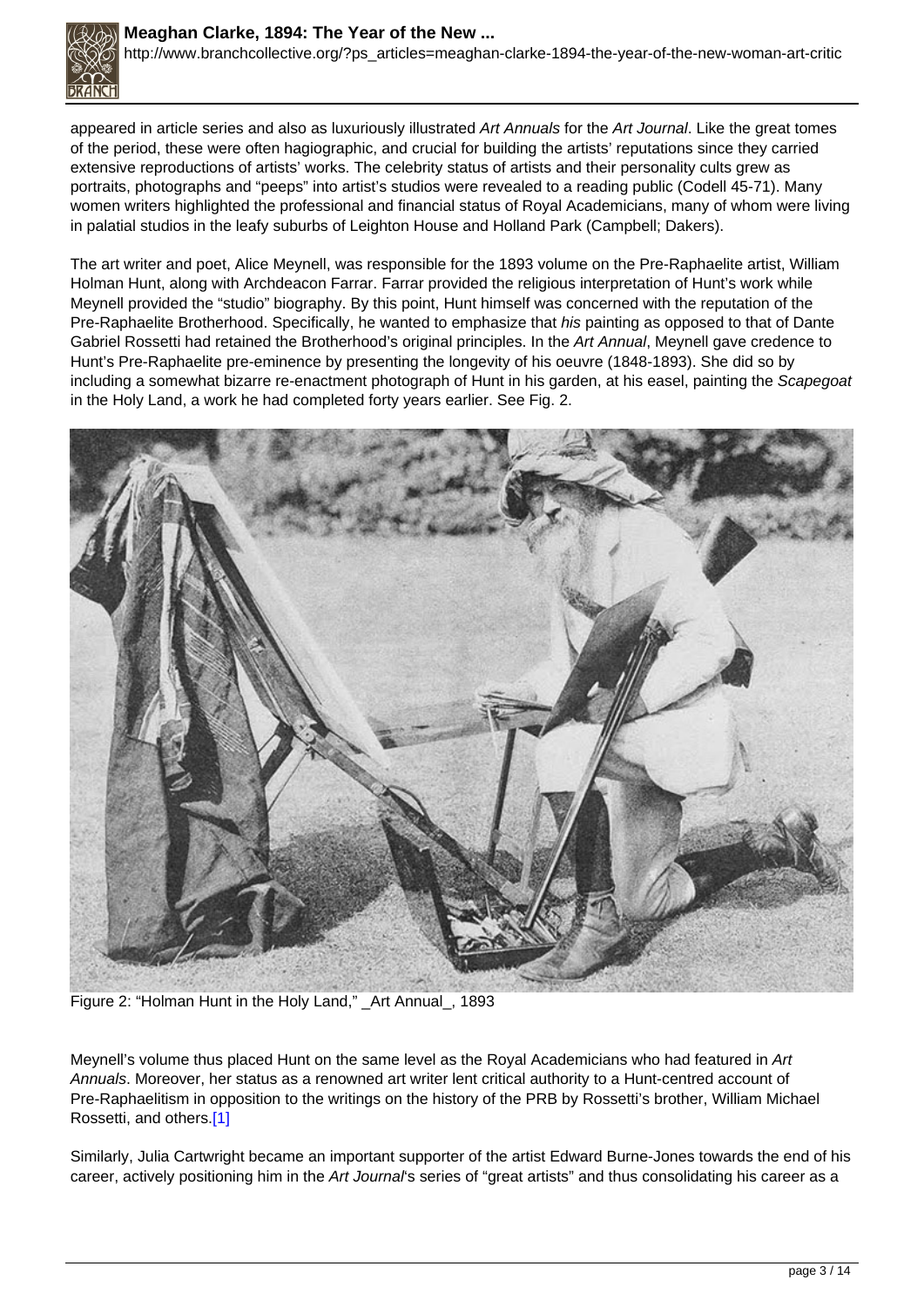appeared in article series and also as luxuriously illustrated *Art Annuals* for the *Art Journal*. Like the great tomes of the period, these were often hagiographic, and crucial for building the artists' reputations since they carried extensive reproductions of artists' works. The celebrity status of artists and their personality cults grew as portraits, photographs and "peeps" into artist's studios were revealed to a reading public (Codell 45-71). Many women writers highlighted the professional and financial status of Royal Academicians, many of whom were living in palatial studios in the leafy suburbs of Leighton House and Holland Park (Campbell; Dakers).

The art writer and poet, Alice Meynell, was responsible for the 1893 volume on the Pre-Raphaelite artist, William Holman Hunt, along with Archdeacon Farrar. Farrar provided the religious interpretation of Hunt's work while Meynell provided the "studio" biography. By this point, Hunt himself was concerned with the reputation of the Pre-Raphaelite Brotherhood. Specifically, he wanted to emphasize that *his* painting as opposed to that of Dante Gabriel Rossetti had retained the Brotherhood's original principles. In the *Art Annual*, Meynell gave credence to Hunt's Pre-Raphaelite pre-eminence by presenting the longevity of his oeuvre (1848-1893). She did so by including a somewhat bizarre re-enactment photograph of Hunt in his garden, at his easel, painting the *Scapegoat* in the Holy Land, a work he had completed forty years earlier. See Fig. 2.

Figure 2: "Holman Hunt in the Holy Land," _Art Annual_, 1893

Meynell's volume thus placed Hunt on the same level as the Royal Academicians who had featured in *Art Annuals*. Moreover, her status as a renowned art writer lent critical authority to a Hunt-centred account of Pre-Raphaelitism in opposition to the writings on the history of the PRB by Rossetti's brother, William Michael Rossetti, and others.[1]

Similarly, Julia Cartwright became an important supporter of the artist Edward Burne-Jones towards the end of his career, actively positioning him in the *Art Journal*'s series of "great artists" and thus consolidating his career as a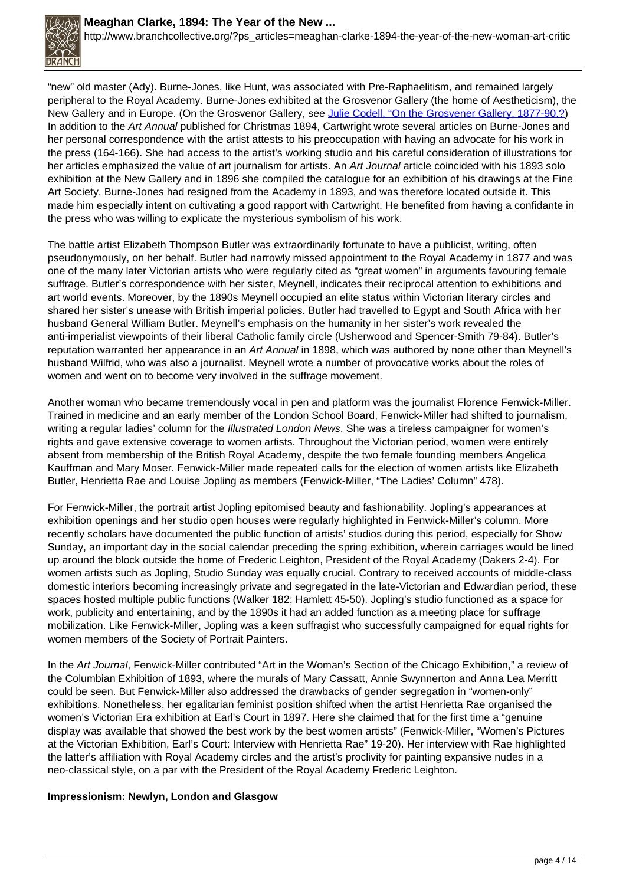"new" old master (Ady). Burne-Jones, like Hunt, was associated with Pre-Raphaelitism, and remained largely peripheral to the Royal Academy. Burne-Jones exhibited at the Grosvenor Gallery (the home of Aestheticism), the New Gallery and in Europe. (On the Grosvenor Gallery, see [Julie Codell, "On the Grosvener Gallery, 1877-90.?"](http://www.branchcollective.org/)) In addition to the *Art Annual* published for Christmas 1894, Cartwright wrote several articles on Burne-Jones and her personal correspondence with the artist attests to his preoccupation with having an advocate for his work in the press (164-166). She had access to the artist's working studio and his careful consideration of illustrations for her articles emphasized the value of art journalism for artists. An *Art Journal* article coincided with his 1893 solo exhibition at the New Gallery and in 1896 she compiled the catalogue for an exhibition of his drawings at the Fine Art Society. Burne-Jones had resigned from the Academy in 1893, and was therefore located outside it. This made him especially intent on cultivating a good rapport with Cartwright. He benefited from having a confidante in the press who was willing to explicate the mysterious symbolism of his work.

The battle artist Elizabeth Thompson Butler was extraordinarily fortunate to have a publicist, writing, often pseudonymously, on her behalf. Butler had narrowly missed appointment to the Royal Academy in 1877 and was one of the many later Victorian artists who were regularly cited as "great women" in arguments favouring female suffrage. Butler's correspondence with her sister, Meynell, indicates their reciprocal attention to exhibitions and art world events. Moreover, by the 1890s Meynell occupied an elite status within Victorian literary circles and shared her sister's unease with British imperial policies. Butler had travelled to Egypt and South Africa with her husband General William Butler. Meynell's emphasis on the humanity in her sister's work revealed the anti-imperialist viewpoints of their liberal Catholic family circle (Usherwood and Spencer-Smith 79-84). Butler's reputation warranted her appearance in an *Art Annual* in 1898, which was authored by none other than Meynell's husband Wilfrid, who was also a journalist. Meynell wrote a number of provocative works about the roles of women and went on to become very involved in the suffrage movement.

Another woman who became tremendously vocal in pen and platform was the journalist Florence Fenwick-Miller. Trained in medicine and an early member of the London School Board, Fenwick-Miller had shifted to journalism, writing a regular ladies' column for the *Illustrated London News*. She was a tireless campaigner for women's rights and gave extensive coverage to women artists. Throughout the Victorian period, women were entirely absent from membership of the British Royal Academy, despite the two female founding members Angelica Kauffman and Mary Moser. Fenwick-Miller made repeated calls for the election of women artists like Elizabeth Butler, Henrietta Rae and Louise Jopling as members (Fenwick-Miller, "The Ladies' Column" 478).

For Fenwick-Miller, the portrait artist Jopling epitomised beauty and fashionability. Jopling's appearances at exhibition openings and her studio open houses were regularly highlighted in Fenwick-Miller's column. More recently scholars have documented the public function of artists' studios during this period, especially for Show Sunday, an important day in the social calendar preceding the spring exhibition, wherein carriages would be lined up around the block outside the home of Frederic Leighton, President of the Royal Academy (Dakers 2-4). For women artists such as Jopling, Studio Sunday was equally crucial. Contrary to received accounts of middle-class domestic interiors becoming increasingly private and segregated in the late-Victorian and Edwardian period, these spaces hosted multiple public functions (Walker 182; Hamlett 45-50). Jopling's studio functioned as a space for work, publicity and entertaining, and by the 1890s it had an added function as a meeting place for suffrage mobilization. Like Fenwick-Miller, Jopling was a keen suffragist who successfully campaigned for equal rights for women members of the Society of Portrait Painters.

In the *Art Journal*, Fenwick-Miller contributed "Art in the Woman's Section of the Chicago Exhibition," a review of the Columbian Exhibition of 1893, where the murals of Mary Cassatt, Annie Swynnerton and Anna Lea Merritt could be seen. But Fenwick-Miller also addressed the drawbacks of gender segregation in "women-only" exhibitions. Nonetheless, her egalitarian feminist position shifted when the artist Henrietta Rae organised the women's Victorian Era exhibition at Earl's Court in 1897. Here she claimed that for the first time a "genuine display was available that showed the best work by the best women artists" (Fenwick-Miller, "Women's Pictures at the Victorian Exhibition, Earl's Court: Interview with Henrietta Rae" 19-20). Her interview with Rae highlighted the latter's affiliation with Royal Academy circles and the artist's proclivity for painting expansive nudes in a neo-classical style, on a par with the President of the Royal Academy Frederic Leighton.

### Impressionism: Newlyn, London and Glasgow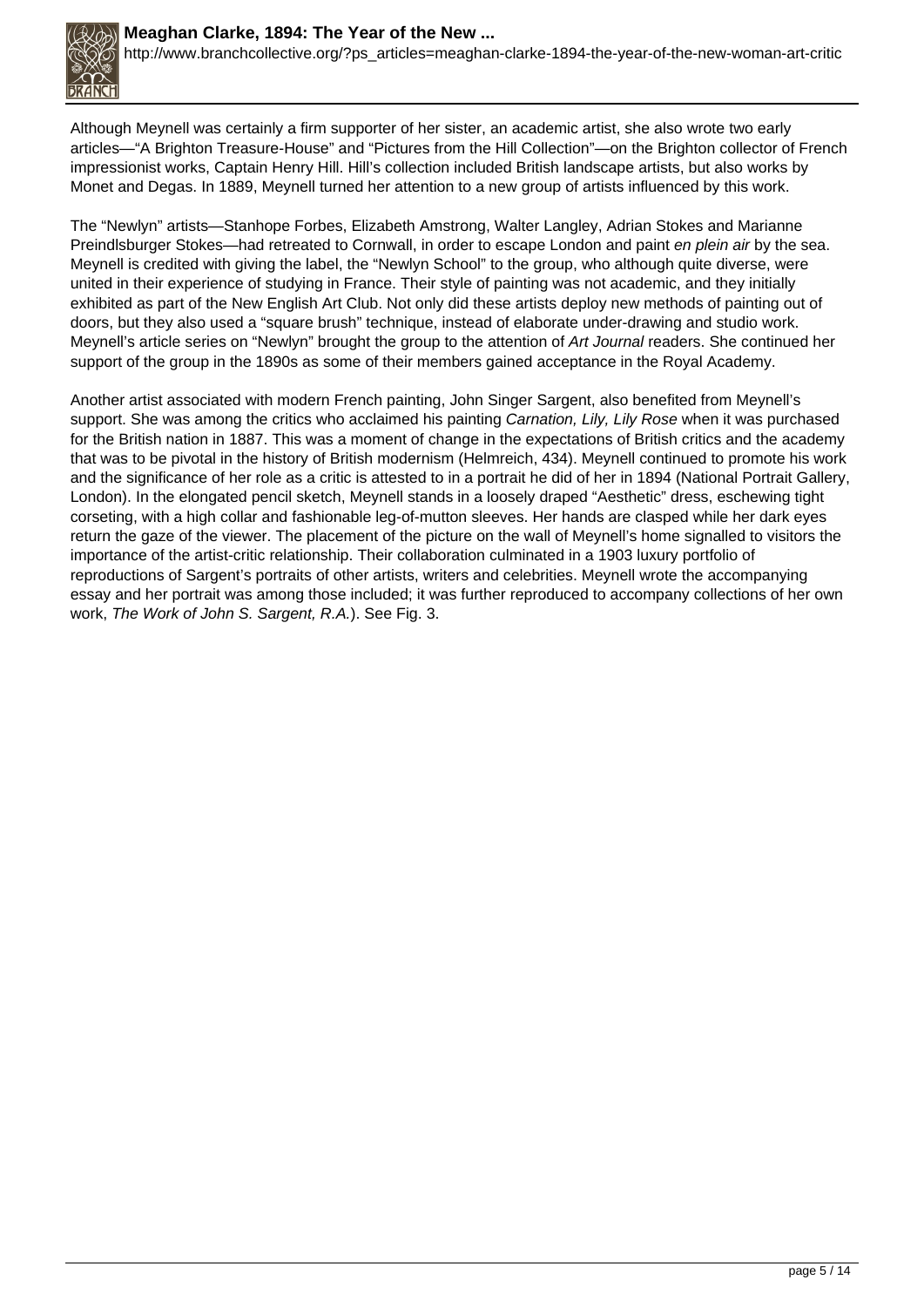Although Meynell was certainly a firm supporter of her sister, an academic artist, she also wrote two early articles—"A Brighton Treasure-House" and "Pictures from the Hill Collection"—on the Brighton collector of French impressionist works, Captain Henry Hill. Hill's collection included British landscape artists, but also works by Monet and Degas. In 1889, Meynell turned her attention to a new group of artists influenced by this work.

The "Newlyn" artists—Stanhope Forbes, Elizabeth Amstrong, Walter Langley, Adrian Stokes and Marianne Preindlsburger Stokes—had retreated to Cornwall, in order to escape London and paint *en plein air* by the sea. Meynell is credited with giving the label, the "Newlyn School" to the group, who although quite diverse, were united in their experience of studying in France. Their style of painting was not academic, and they initially exhibited as part of the New English Art Club. Not only did these artists deploy new methods of painting out of doors, but they also used a "square brush" technique, instead of elaborate under-drawing and studio work. Meynell's article series on "Newlyn" brought the group to the attention of *Art Journal* readers. She continued her support of the group in the 1890s as some of their members gained acceptance in the Royal Academy.

Another artist associated with modern French painting, John Singer Sargent, also benefited from Meynell's support. She was among the critics who acclaimed his painting *Carnation, Lily, Lily Rose* when it was purchased for the British nation in 1887. This was a moment of change in the expectations of British critics and the academy that was to be pivotal in the history of British modernism (Helmreich, 434). Meynell continued to promote his work and the significance of her role as a critic is attested to in a portrait he did of her in 1894 (National Portrait Gallery, London). In the elongated pencil sketch, Meynell stands in a loosely draped "Aesthetic" dress, eschewing tight corseting, with a high collar and fashionable leg-of-mutton sleeves. Her hands are clasped while her dark eyes return the gaze of the viewer. The placement of the picture on the wall of Meynell's home signalled to visitors the importance of the artist-critic relationship. Their collaboration culminated in a 1903 luxury portfolio of reproductions of Sargent's portraits of other artists, writers and celebrities. Meynell wrote the accompanying essay and her portrait was among those included; it was further reproduced to accompany collections of her own work, *The Work of John S. Sargent, R.A.*). See Fig. 3.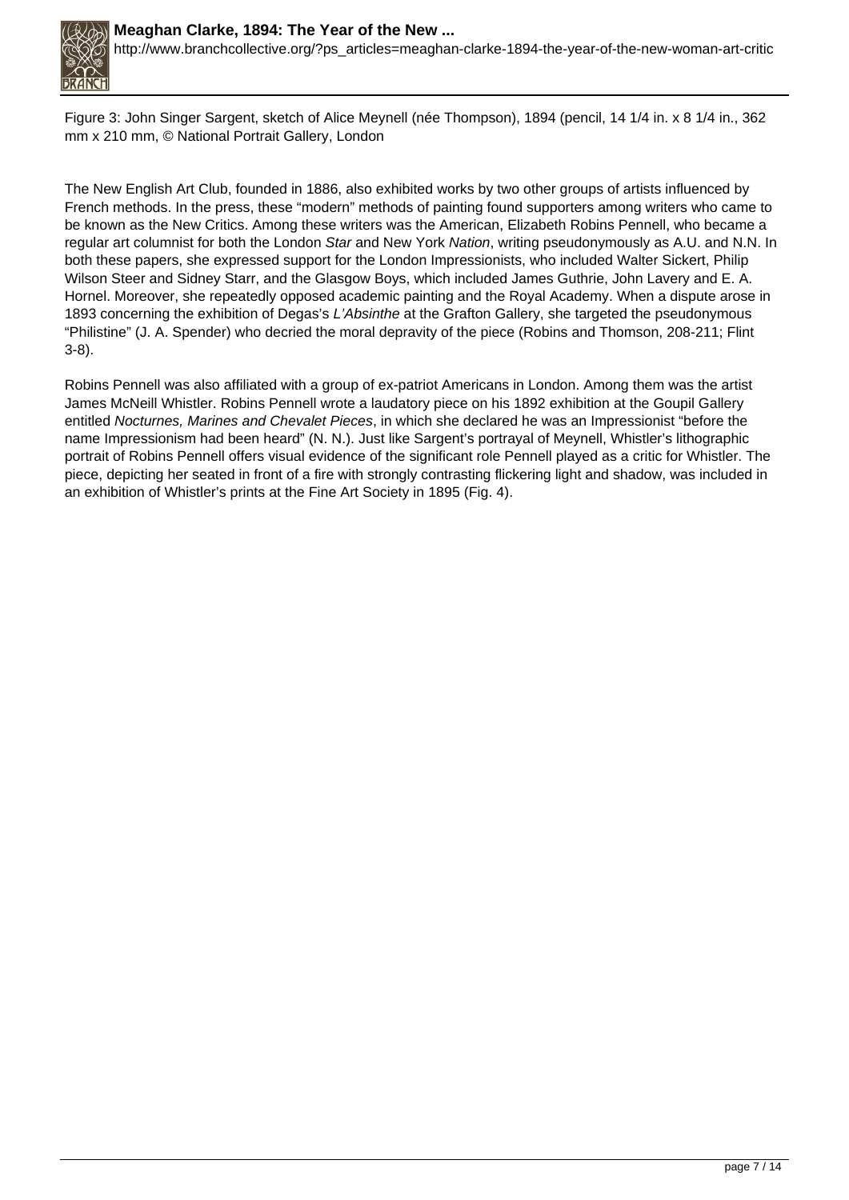Figure 3: John Singer Sargent, sketch of Alice Meynell (née Thompson), 1894 (pencil, 14 1/4 in. x 8 1/4 in., 362 mm x 210 mm, © National Portrait Gallery, London

The New English Art Club, founded in 1886, also exhibited works by two other groups of artists influenced by French methods. In the press, these "modern" methods of painting found supporters among writers who came to be known as the New Critics. Among these writers was the American, Elizabeth Robins Pennell, who became a regular art columnist for both the London *Star* and New York *Nation*, writing pseudonymously as A.U. and N.N. In both these papers, she expressed support for the London Impressionists, who included Walter Sickert, Philip Wilson Steer and Sidney Starr, and the Glasgow Boys, which included James Guthrie, John Lavery and E. A. Hornel. Moreover, she repeatedly opposed academic painting and the Royal Academy. When a dispute arose in 1893 concerning the exhibition of Degas's *L'Absinthe* at the Grafton Gallery, she targeted the pseudonymous "Philistine" (J. A. Spender) who decried the moral depravity of the piece (Robins and Thomson, 208-211; Flint 3-8).

Robins Pennell was also affiliated with a group of ex-patriot Americans in London. Among them was the artist James McNeill Whistler. Robins Pennell wrote a laudatory piece on his 1892 exhibition at the Goupil Gallery entitled *Nocturnes, Marines and Chevalet Pieces*, in which she declared he was an Impressionist "before the name Impressionism had been heard" (N. N.). Just like Sargent's portrayal of Meynell, Whistler's lithographic portrait of Robins Pennell offers visual evidence of the significant role Pennell played as a critic for Whistler. The piece, depicting her seated in front of a fire with strongly contrasting flickering light and shadow, was included in an exhibition of Whistler's prints at the Fine Art Society in 1895 (Fig. 4).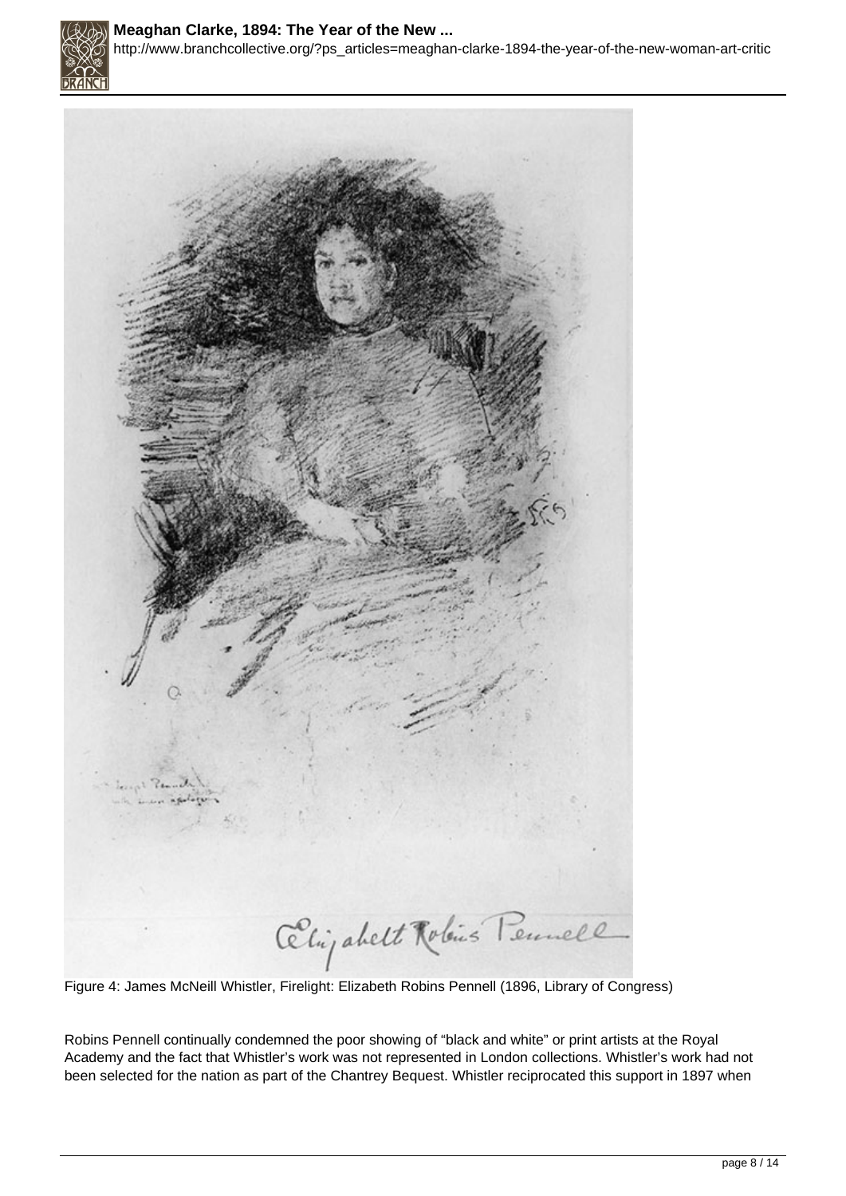Figure 4: James McNeill Whistler, Firelight: Elizabeth Robins Pennell (1896, Library of Congress)

Robins Pennell continually condemned the poor showing of “black and white” or print artists at the Royal Academy and the fact that Whistler’s work was not represented in London collections. Whistler’s work had not been selected for the nation as part of the Chantrey Bequest. Whistler reciprocated this support in 1897 when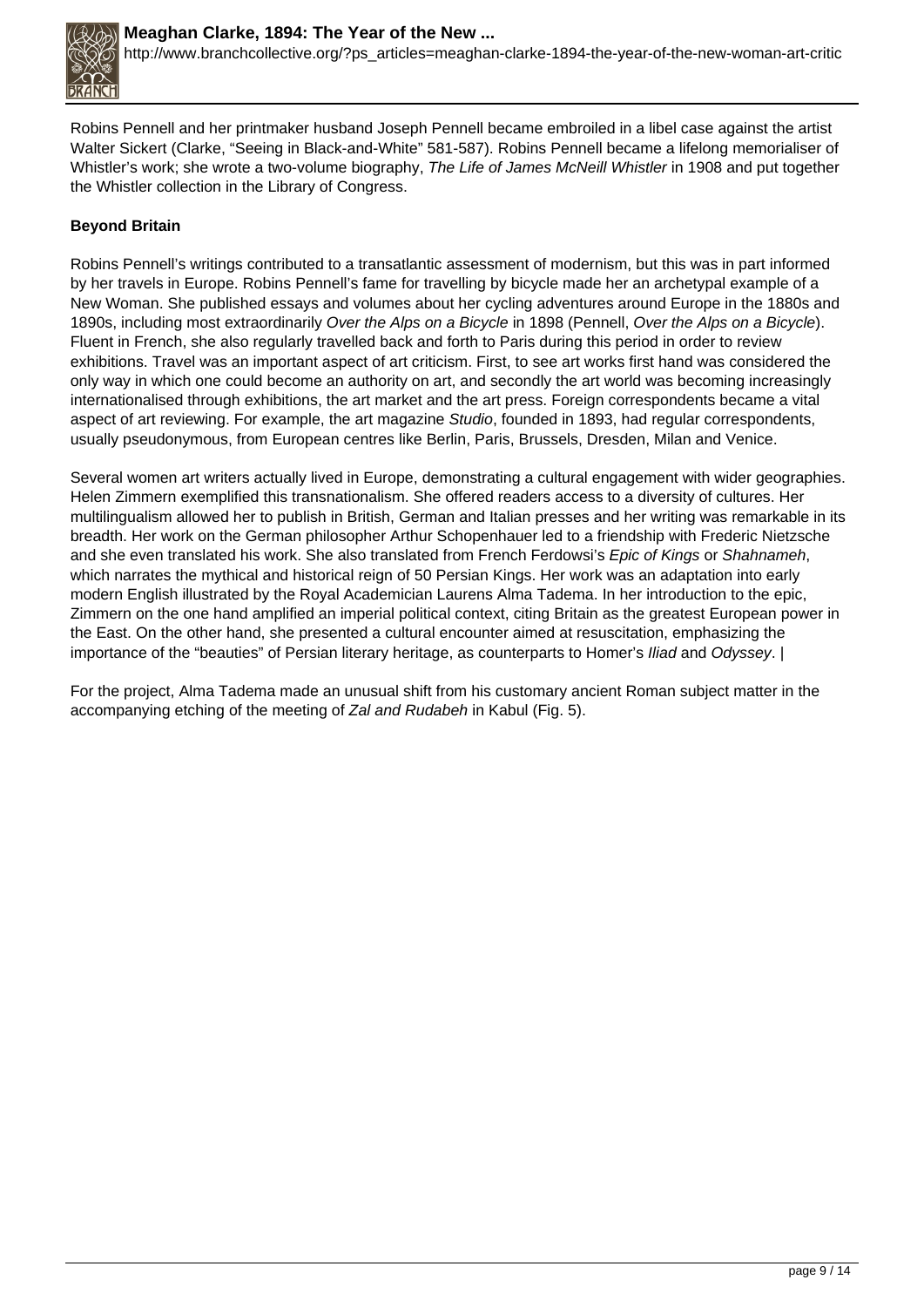Robins Pennell and her printmaker husband Joseph Pennell became embroiled in a libel case against the artist Walter Sickert (Clarke, "Seeing in Black-and-White" 581-587). Robins Pennell became a lifelong memorialiser of Whistler's work; she wrote a two-volume biography, *The Life of James McNeill Whistler* in 1908 and put together the Whistler collection in the Library of Congress.

**Beyond Britain**

Robins Pennell's writings contributed to a transatlantic assessment of modernism, but this was in part informed by her travels in Europe. Robins Pennell's fame for travelling by bicycle made her an archetypal example of a New Woman. She published essays and volumes about her cycling adventures around Europe in the 1880s and 1890s, including most extraordinarily *Over the Alps on a Bicycle* in 1898 (Pennell, *Over the Alps on a Bicycle*). Fluent in French, she also regularly travelled back and forth to Paris during this period in order to review exhibitions. Travel was an important aspect of art criticism. First, to see art works first hand was considered the only way in which one could become an authority on art, and secondly the art world was becoming increasingly internationalised through exhibitions, the art market and the art press. Foreign correspondents became a vital aspect of art reviewing. For example, the art magazine *Studio*, founded in 1893, had regular correspondents, usually pseudonymous, from European centres like Berlin, Paris, Brussels, Dresden, Milan and Venice.

Several women art writers actually lived in Europe, demonstrating a cultural engagement with wider geographies. Helen Zimmern exemplified this transnationalism. She offered readers access to a diversity of cultures. Her multilingualism allowed her to publish in British, German and Italian presses and her writing was remarkable in its breadth. Her work on the German philosopher Arthur Schopenhauer led to a friendship with Frederic Nietzsche and she even translated his work. She also translated from French Ferdowsi's *Epic of Kings* or *Shahnameh*, which narrates the mythical and historical reign of 50 Persian Kings. Her work was an adaptation into early modern English illustrated by the Royal Academician Laurens Alma Tadema. In her introduction to the epic, Zimmern on the one hand amplified an imperial political context, citing Britain as the greatest European power in the East. On the other hand, she presented a cultural encounter aimed at resuscitation, emphasizing the importance of the "beauties" of Persian literary heritage, as counterparts to Homer's *Iliad* and *Odyssey*. |

For the project, Alma Tadema made an unusual shift from his customary ancient Roman subject matter in the accompanying etching of the meeting of *Zal and Rudabeh* in Kabul (Fig. 5).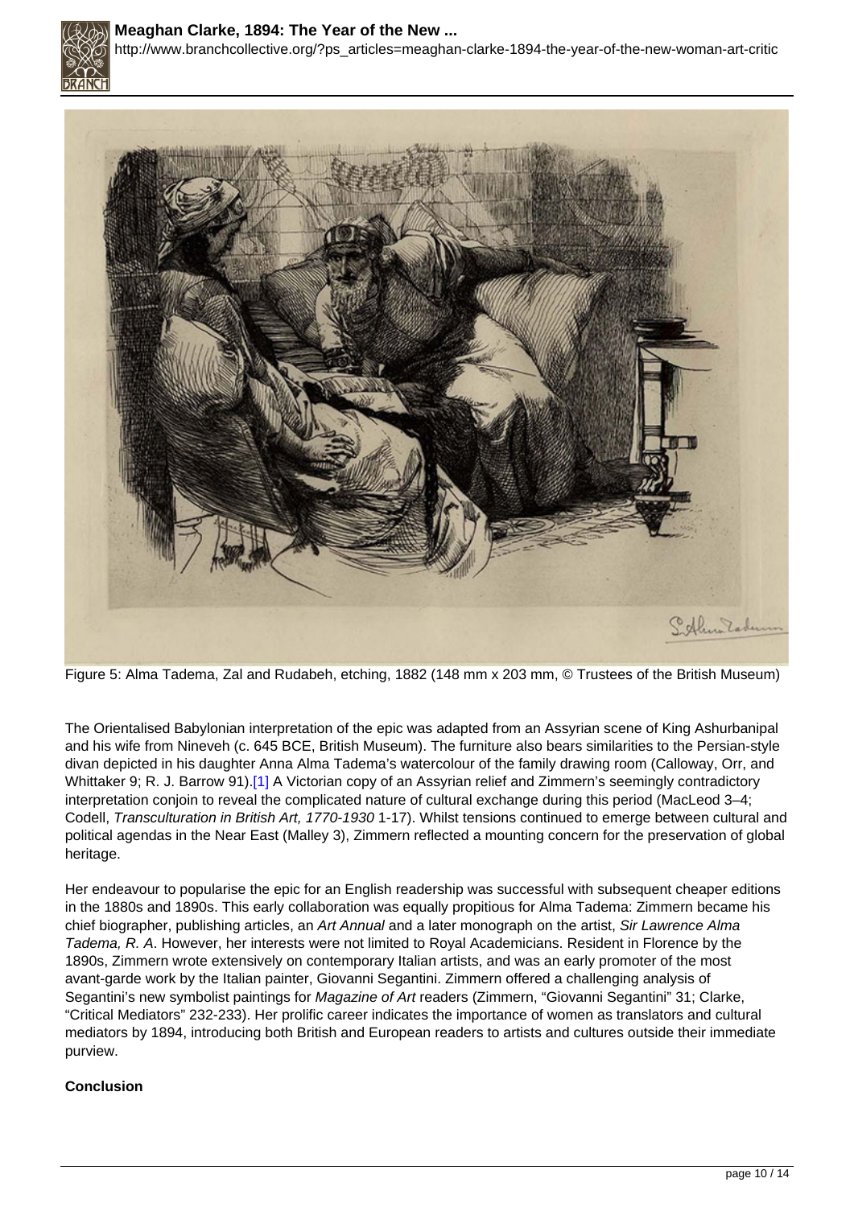Figure 5: Alma Tadema, Zal and Rudabeh, etching, 1882 (148 mm x 203 mm, © Trustees of the British Museum)

The Orientalised Babylonian interpretation of the epic was adapted from an Assyrian scene of King Ashurbanipal and his wife from Nineveh (c. 645 BCE, British Museum). The furniture also bears similarities to the Persian-style divan depicted in his daughter Anna Alma Tadema's watercolour of the family drawing room (Calloway, Orr, and Whittaker 9; R. J. Barrow 91).[1] A Victorian copy of an Assyrian relief and Zimmern's seemingly contradictory interpretation conjoin to reveal the complicated nature of cultural exchange during this period (MacLeod 3–4; Codell, *Transculturation in British Art, 1770-1930* 1-17). Whilst tensions continued to emerge between cultural and political agendas in the Near East (Malley 3), Zimmern reflected a mounting concern for the preservation of global heritage.

Her endeavour to popularise the epic for an English readership was successful with subsequent cheaper editions in the 1880s and 1890s. This early collaboration was equally propitious for Alma Tadema: Zimmern became his chief biographer, publishing articles, an *Art Annual* and a later monograph on the artist, *Sir Lawrence Alma Tadema, R. A*. However, her interests were not limited to Royal Academicians. Resident in Florence by the 1890s, Zimmern wrote extensively on contemporary Italian artists, and was an early promoter of the most avant-garde work by the Italian painter, Giovanni Segantini. Zimmern offered a challenging analysis of Segantini's new symbolist paintings for *Magazine of Art* readers (Zimmern, "Giovanni Segantini" 31; Clarke, "Critical Mediators" 232-233). Her prolific career indicates the importance of women as translators and cultural mediators by 1894, introducing both British and European readers to artists and cultures outside their immediate purview.

**Conclusion**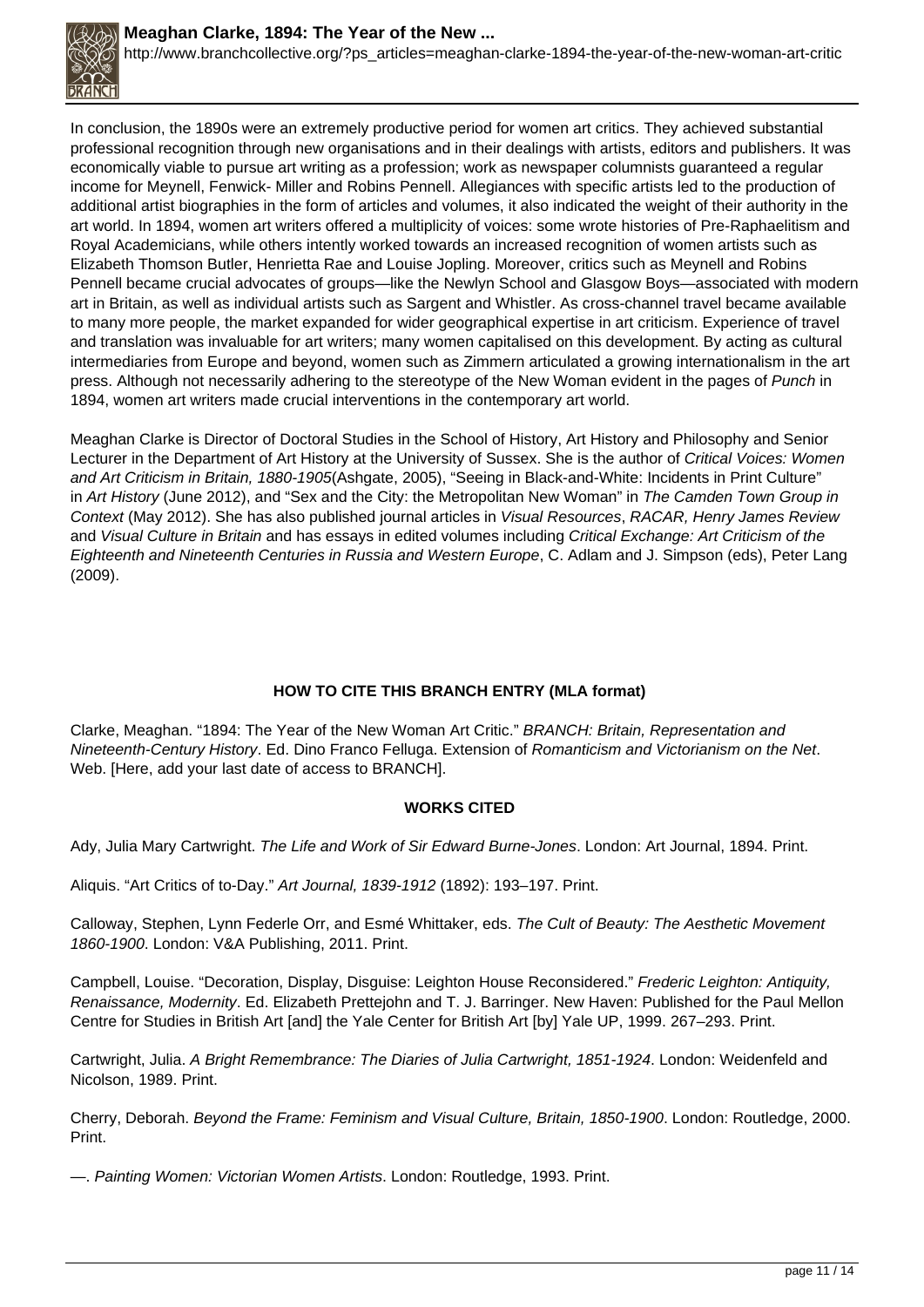In conclusion, the 1890s were an extremely productive period for women art critics. They achieved substantial professional recognition through new organisations and in their dealings with artists, editors and publishers. It was economically viable to pursue art writing as a profession; work as newspaper columnists guaranteed a regular income for Meynell, Fenwick- Miller and Robins Pennell. Allegiances with specific artists led to the production of additional artist biographies in the form of articles and volumes, it also indicated the weight of their authority in the art world. In 1894, women art writers offered a multiplicity of voices: some wrote histories of Pre-Raphaelitism and Royal Academicians, while others intently worked towards an increased recognition of women artists such as Elizabeth Thomson Butler, Henrietta Rae and Louise Jopling. Moreover, critics such as Meynell and Robins Pennell became crucial advocates of groups—like the Newlyn School and Glasgow Boys—associated with modern art in Britain, as well as individual artists such as Sargent and Whistler. As cross-channel travel became available to many more people, the market expanded for wider geographical expertise in art criticism. Experience of travel and translation was invaluable for art writers; many women capitalised on this development. By acting as cultural intermediaries from Europe and beyond, women such as Zimmern articulated a growing internationalism in the art press. Although not necessarily adhering to the stereotype of the New Woman evident in the pages of *Punch* in 1894, women art writers made crucial interventions in the contemporary art world.

Meaghan Clarke is Director of Doctoral Studies in the School of History, Art History and Philosophy and Senior Lecturer in the Department of Art History at the University of Sussex. She is the author of *Critical Voices: Women and Art Criticism in Britain, 1880-1905*(Ashgate, 2005), “Seeing in Black-and-White: Incidents in Print Culture” in *Art History* (June 2012), and “Sex and the City: the Metropolitan New Woman” in *The Camden Town Group in Context* (May 2012). She has also published journal articles in *Visual Resources*, *RACAR, Henry James Review* and *Visual Culture in Britain* and has essays in edited volumes including *Critical Exchange: Art Criticism of the Eighteenth and Nineteenth Centuries in Russia and Western Europe*, C. Adlam and J. Simpson (eds), Peter Lang (2009).

**HOW TO CITE THIS BRANCH ENTRY (MLA format)**

Clarke, Meaghan. “1894: The Year of the New Woman Art Critic.” *BRANCH: Britain, Representation and Nineteenth-Century History*. Ed. Dino Franco Felluga. Extension of *Romanticism and Victorianism on the Net*. Web. [Here, add your last date of access to BRANCH].

**WORKS CITED**

Ady, Julia Mary Cartwright. *The Life and Work of Sir Edward Burne-Jones*. London: Art Journal, 1894. Print.

Aliquis. “Art Critics of to-Day.” *Art Journal, 1839-1912* (1892): 193–197. Print.

Calloway, Stephen, Lynn Federle Orr, and Esmé Whittaker, eds. *The Cult of Beauty: The Aesthetic Movement 1860-1900*. London: V&A Publishing, 2011. Print.

Campbell, Louise. “Decoration, Display, Disguise: Leighton House Reconsidered.” *Frederic Leighton: Antiquity, Renaissance, Modernity*. Ed. Elizabeth Prettejohn and T. J. Barringer. New Haven: Published for the Paul Mellon Centre for Studies in British Art [and] the Yale Center for British Art [by] Yale UP, 1999. 267–293. Print.

Cartwright, Julia. *A Bright Remembrance: The Diaries of Julia Cartwright, 1851-1924*. London: Weidenfeld and Nicolson, 1989. Print.

Cherry, Deborah. *Beyond the Frame: Feminism and Visual Culture, Britain, 1850-1900*. London: Routledge, 2000. Print.

—. *Painting Women: Victorian Women Artists*. London: Routledge, 1993. Print.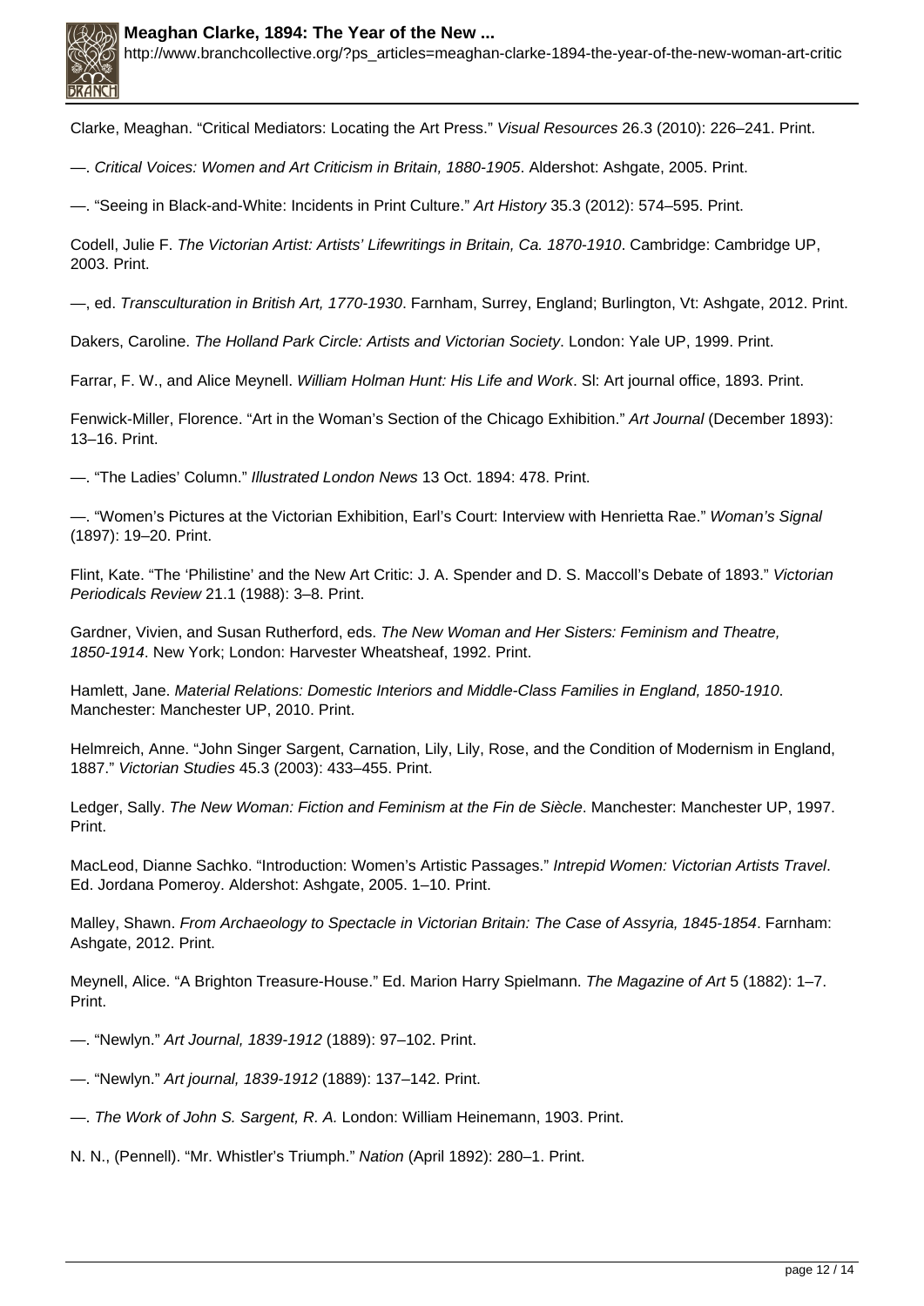Clarke, Meaghan. "Critical Mediators: Locating the Art Press." *Visual Resources* 26.3 (2010): 226–241. Print.

—. *Critical Voices: Women and Art Criticism in Britain, 1880-1905*. Aldershot: Ashgate, 2005. Print.

—. "Seeing in Black-and-White: Incidents in Print Culture." *Art History* 35.3 (2012): 574–595. Print.

Codell, Julie F. *The Victorian Artist: Artists' Lifewritings in Britain, Ca. 1870-1910*. Cambridge: Cambridge UP, 2003. Print.

—, ed. *Transculturation in British Art, 1770-1930*. Farnham, Surrey, England; Burlington, Vt: Ashgate, 2012. Print.

Dakers, Caroline. *The Holland Park Circle: Artists and Victorian Society*. London: Yale UP, 1999. Print.

Farrar, F. W., and Alice Meynell. *William Holman Hunt: His Life and Work*. Sl: Art journal office, 1893. Print.

Fenwick-Miller, Florence. "Art in the Woman's Section of the Chicago Exhibition." *Art Journal* (December 1893): 13–16. Print.

—. "The Ladies' Column." *Illustrated London News* 13 Oct. 1894: 478. Print.

—. "Women's Pictures at the Victorian Exhibition, Earl's Court: Interview with Henrietta Rae." *Woman's Signal* (1897): 19–20. Print.

Flint, Kate. "The 'Philistine' and the New Art Critic: J. A. Spender and D. S. Maccoll's Debate of 1893." *Victorian Periodicals Review* 21.1 (1988): 3–8. Print.

Gardner, Vivien, and Susan Rutherford, eds. *The New Woman and Her Sisters: Feminism and Theatre, 1850-1914*. New York; London: Harvester Wheatsheaf, 1992. Print.

Hamlett, Jane. *Material Relations: Domestic Interiors and Middle-Class Families in England, 1850-1910*. Manchester: Manchester UP, 2010. Print.

Helmreich, Anne. "John Singer Sargent, Carnation, Lily, Lily, Rose, and the Condition of Modernism in England, 1887." *Victorian Studies* 45.3 (2003): 433–455. Print.

Ledger, Sally. *The New Woman: Fiction and Feminism at the Fin de Siècle*. Manchester: Manchester UP, 1997. Print.

MacLeod, Dianne Sachko. "Introduction: Women's Artistic Passages." *Intrepid Women: Victorian Artists Travel*. Ed. Jordana Pomeroy. Aldershot: Ashgate, 2005. 1–10. Print.

Malley, Shawn. *From Archaeology to Spectacle in Victorian Britain: The Case of Assyria, 1845-1854*. Farnham: Ashgate, 2012. Print.

Meynell, Alice. "A Brighton Treasure-House." Ed. Marion Harry Spielmann. *The Magazine of Art* 5 (1882): 1–7. Print.

—. "Newlyn." *Art Journal, 1839-1912* (1889): 97–102. Print.

—. "Newlyn." *Art journal, 1839-1912* (1889): 137–142. Print.

—. *The Work of John S. Sargent, R. A.* London: William Heinemann, 1903. Print.

N. N., (Pennell). "Mr. Whistler's Triumph." *Nation* (April 1892): 280–1. Print.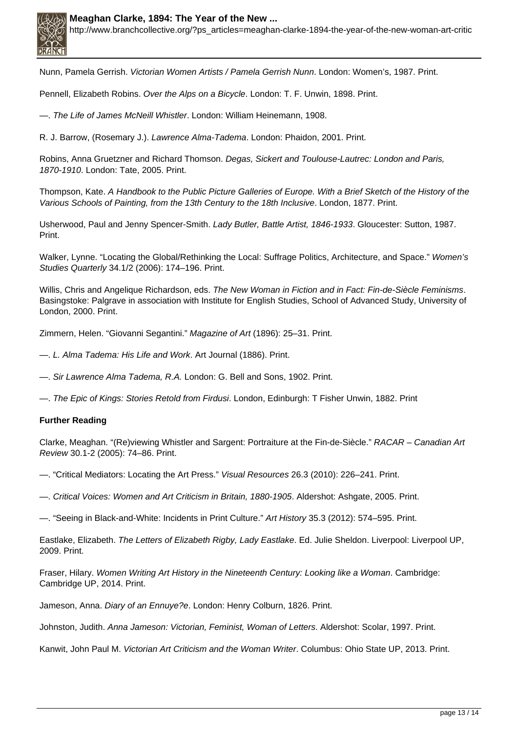Nunn, Pamela Gerrish. *Victorian Women Artists / Pamela Gerrish Nunn*. London: Women's, 1987. Print.

Pennell, Elizabeth Robins. *Over the Alps on a Bicycle*. London: T. F. Unwin, 1898. Print.

—. *The Life of James McNeill Whistler*. London: William Heinemann, 1908.

R. J. Barrow, (Rosemary J.). *Lawrence Alma-Tadema*. London: Phaidon, 2001. Print.

Robins, Anna Gruetzner and Richard Thomson. *Degas, Sickert and Toulouse-Lautrec: London and Paris, 1870-1910*. London: Tate, 2005. Print.

Thompson, Kate. *A Handbook to the Public Picture Galleries of Europe. With a Brief Sketch of the History of the Various Schools of Painting, from the 13th Century to the 18th Inclusive*. London, 1877. Print.

Usherwood, Paul and Jenny Spencer-Smith. *Lady Butler, Battle Artist, 1846-1933*. Gloucester: Sutton, 1987. Print.

Walker, Lynne. "Locating the Global/Rethinking the Local: Suffrage Politics, Architecture, and Space." *Women's Studies Quarterly* 34.1/2 (2006): 174–196. Print.

Willis, Chris and Angelique Richardson, eds. *The New Woman in Fiction and in Fact: Fin-de-Siècle Feminisms*. Basingstoke: Palgrave in association with Institute for English Studies, School of Advanced Study, University of London, 2000. Print.

Zimmern, Helen. "Giovanni Segantini." *Magazine of Art* (1896): 25–31. Print.

—. *L. Alma Tadema: His Life and Work*. Art Journal (1886). Print.

—. *Sir Lawrence Alma Tadema, R.A.* London: G. Bell and Sons, 1902. Print.

—. *The Epic of Kings: Stories Retold from Firdusi*. London, Edinburgh: T Fisher Unwin, 1882. Print

**Further Reading**

Clarke, Meaghan. "(Re)viewing Whistler and Sargent: Portraiture at the Fin-de-Siècle." *RACAR – Canadian Art Review* 30.1-2 (2005): 74–86. Print.

—. "Critical Mediators: Locating the Art Press." *Visual Resources* 26.3 (2010): 226–241. Print.

—. *Critical Voices: Women and Art Criticism in Britain, 1880-1905*. Aldershot: Ashgate, 2005. Print.

—. "Seeing in Black-and-White: Incidents in Print Culture." *Art History* 35.3 (2012): 574–595. Print.

Eastlake, Elizabeth. *The Letters of Elizabeth Rigby, Lady Eastlake*. Ed. Julie Sheldon. Liverpool: Liverpool UP, 2009. Print.

Fraser, Hilary. *Women Writing Art History in the Nineteenth Century: Looking like a Woman*. Cambridge: Cambridge UP, 2014. Print.

Jameson, Anna. *Diary of an Ennuye?e*. London: Henry Colburn, 1826. Print.

Johnston, Judith. *Anna Jameson: Victorian, Feminist, Woman of Letters*. Aldershot: Scolar, 1997. Print.

Kanwit, John Paul M. *Victorian Art Criticism and the Woman Writer*. Columbus: Ohio State UP, 2013. Print.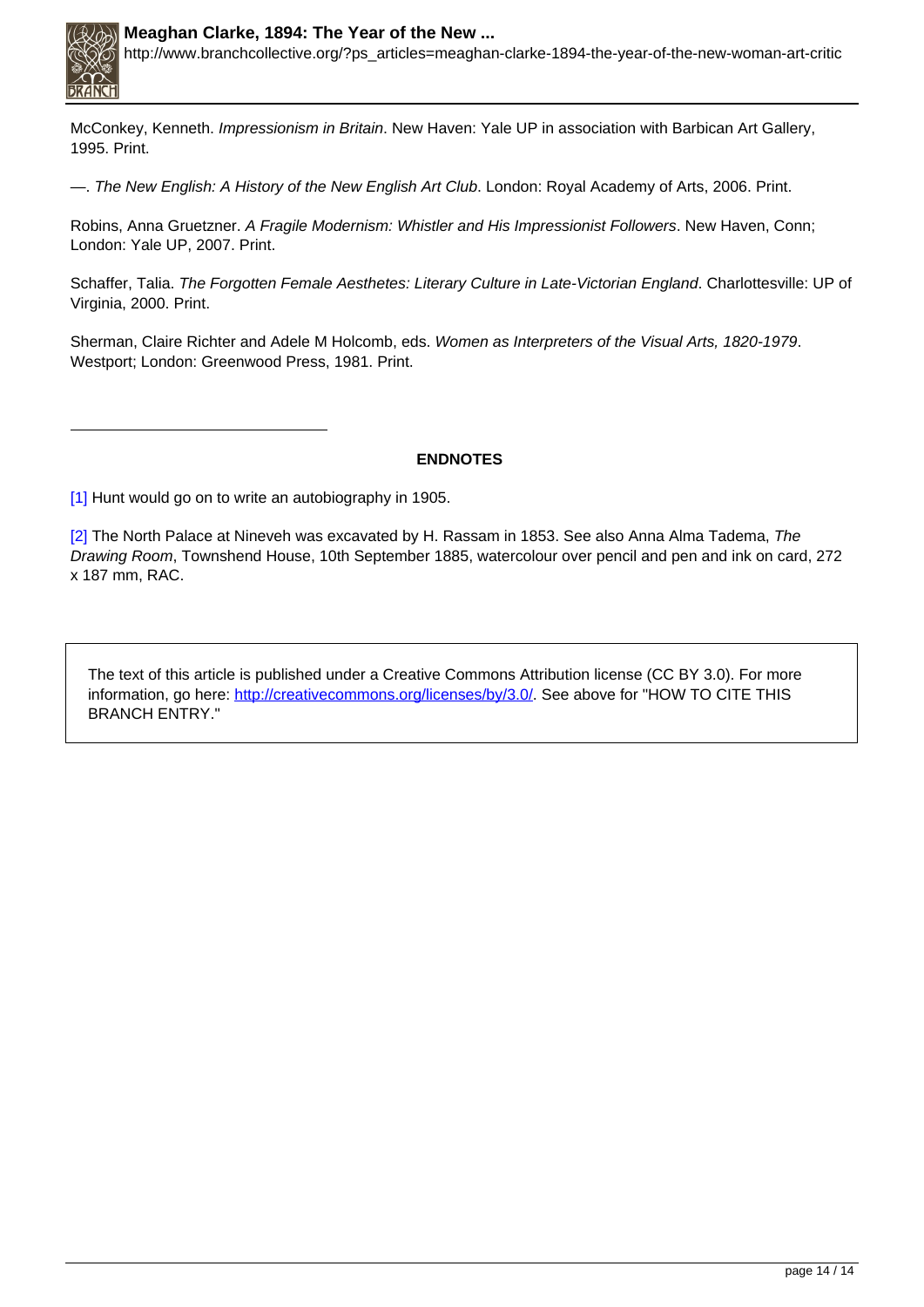McConkey, Kenneth. *Impressionism in Britain*. New Haven: Yale UP in association with Barbican Art Gallery, 1995. Print.

—. *The New English: A History of the New English Art Club*. London: Royal Academy of Arts, 2006. Print.

Robins, Anna Gruetzner. *A Fragile Modernism: Whistler and His Impressionist Followers*. New Haven, Conn; London: Yale UP, 2007. Print.

Schaffer, Talia. *The Forgotten Female Aesthetes: Literary Culture in Late-Victorian England*. Charlottesville: UP of Virginia, 2000. Print.

Sherman, Claire Richter and Adele M Holcomb, eds. *Women as Interpreters of the Visual Arts, 1820-1979*. Westport; London: Greenwood Press, 1981. Print.

---

**ENDNOTES**

[1] Hunt would go on to write an autobiography in 1905.

[2] The North Palace at Nineveh was excavated by H. Rassam in 1853. See also Anna Alma Tadema, *The Drawing Room*, Townshend House, 10th September 1885, watercolour over pencil and pen and ink on card, 272 x 187 mm, RAC.

The text of this article is published under a Creative Commons Attribution license (CC BY 3.0). For more information, go here: http://creativecommons.org/licenses/by/3.0/. See above for "HOW TO CITE THIS BRANCH ENTRY."